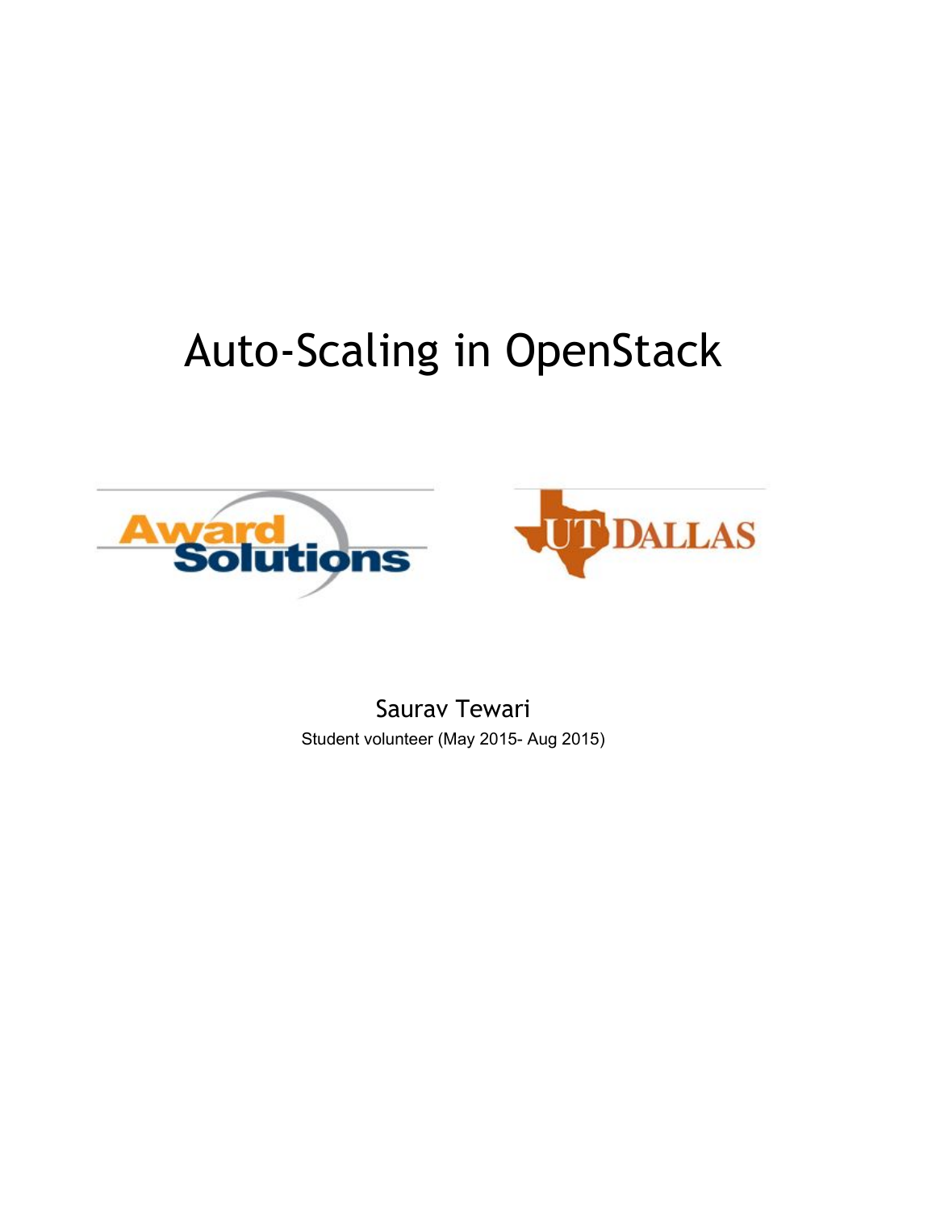# Auto-Scaling in OpenStack

Saurav Tewari

Student volunteer (May 2015- Aug 2015)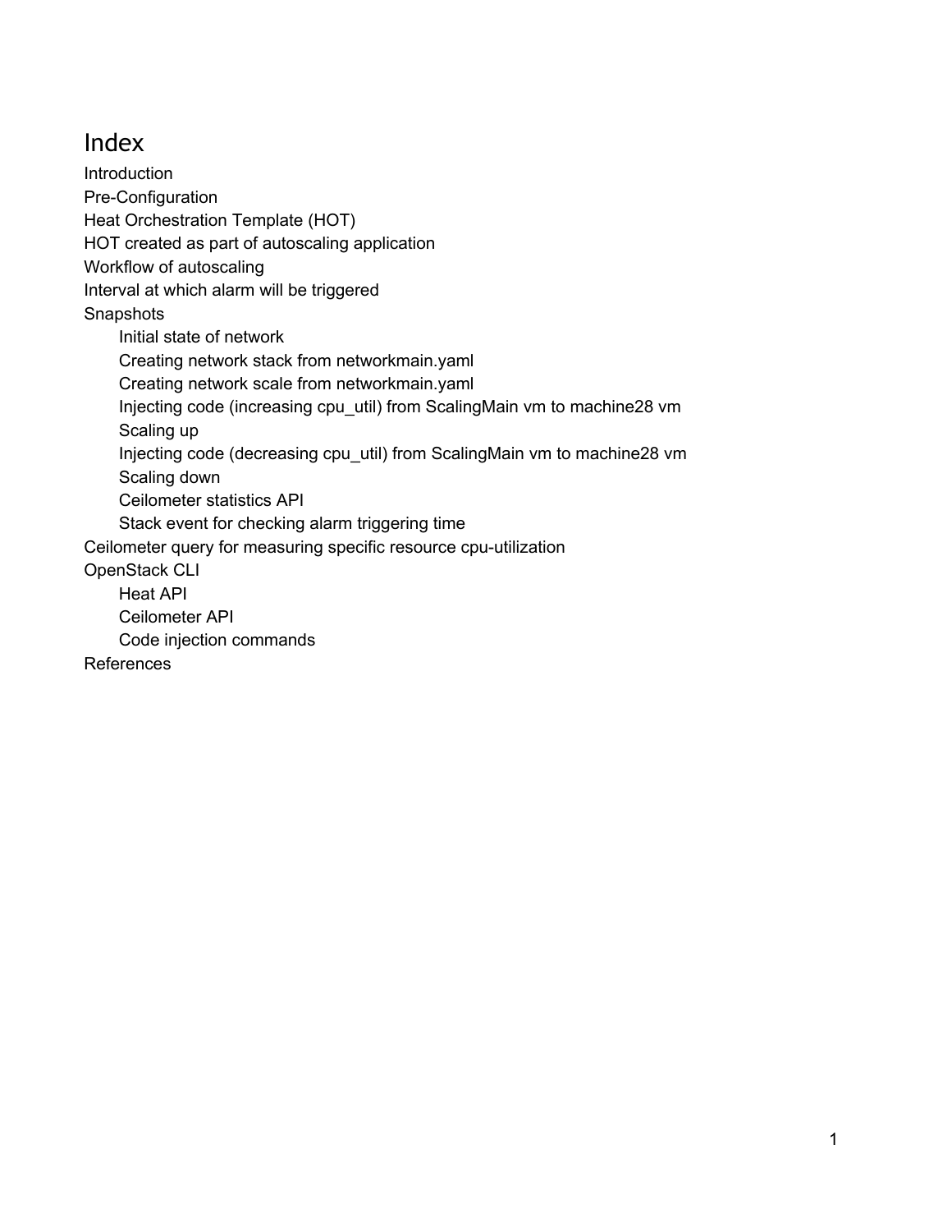# Index

- Introduction
- Pre-Configuration
- Heat Orchestration Template (HOT)
- HOT created as part of autoscaling application
- Workflow of autoscaling
- Interval at which alarm will be triggered
- Snapshots
  - Initial state of network
  - Creating network stack from networkmain.yaml
  - Creating network scale from networkmain.yaml
  - Injecting code (increasing cpu_util) from ScalingMain vm to machine28 vm
  - Scaling up
  - Injecting code (decreasing cpu_util) from ScalingMain vm to machine28 vm
  - Scaling down
  - Ceilometer statistics API
  - Stack event for checking alarm triggering time
- Ceilometer query for measuring specific resource cpu-utilization
- OpenStack CLI
  - Heat API
  - Ceilometer API
  - Code injection commands
- References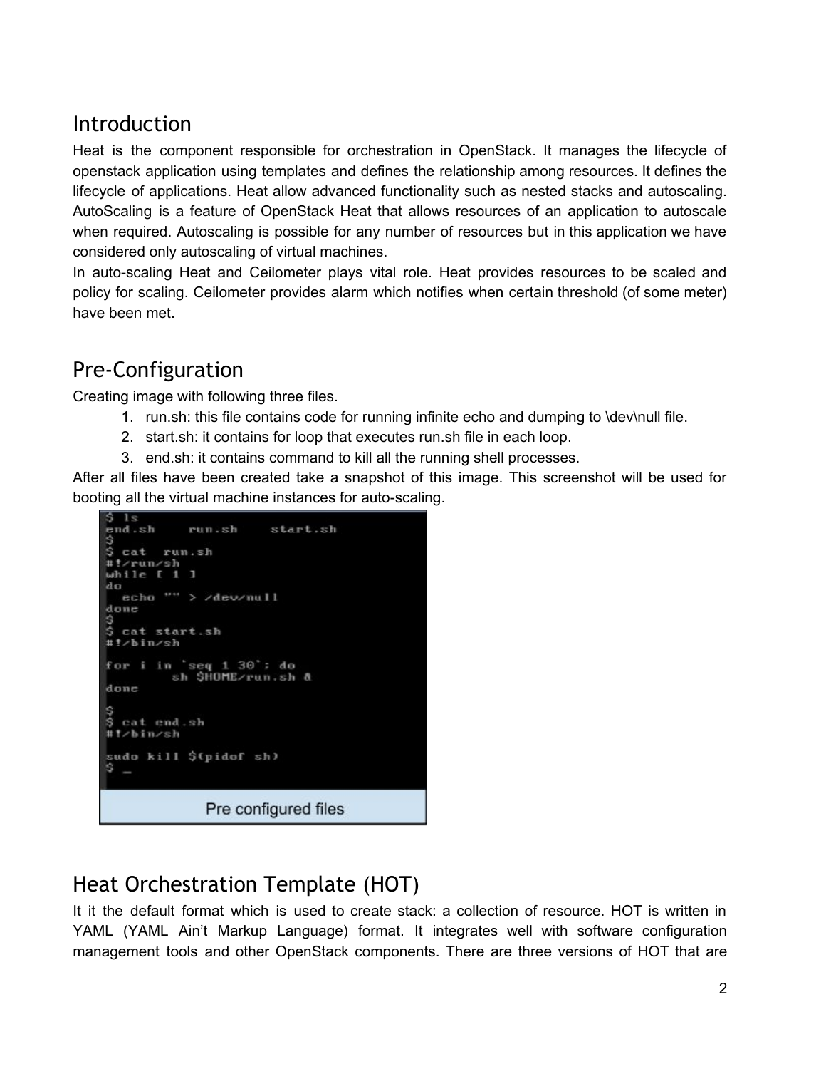## Introduction

Heat is the component responsible for orchestration in OpenStack. It manages the lifecycle of openstack application using templates and defines the relationship among resources. It defines the lifecycle of applications. Heat allow advanced functionality such as nested stacks and autoscaling. AutoScaling is a feature of OpenStack Heat that allows resources of an application to autoscale when required. Autoscaling is possible for any number of resources but in this application we have considered only autoscaling of virtual machines.

In auto-scaling Heat and Ceilometer plays vital role. Heat provides resources to be scaled and policy for scaling. Ceilometer provides alarm which notifies when certain threshold (of some meter) have been met.

## Pre-Configuration

Creating image with following three files.

1. run.sh: this file contains code for running infinite echo and dumping to \dev\null file.
2. start.sh: it contains for loop that executes run.sh file in each loop.
3. end.sh: it contains command to kill all the running shell processes.

After all files have been created take a snapshot of this image. This screenshot will be used for booting all the virtual machine instances for auto-scaling.

```
$ ls
end.sh     run.sh     start.sh
$
$ cat  run.sh
#!/run/sh
while [ 1 ]
do
  echo "" > /dev/null
done
$
$ cat start.sh
#!/bin/sh

for i in `seq 1 30`; do
        sh $HOME/run.sh &
done

$
$ cat end.sh
#!/bin/sh

sudo kill $(pidof sh)
$ _
```

Pre configured files

## Heat Orchestration Template (HOT)

It it the default format which is used to create stack: a collection of resource. HOT is written in YAML (YAML Ain't Markup Language) format. It integrates well with software configuration management tools and other OpenStack components. There are three versions of HOT that are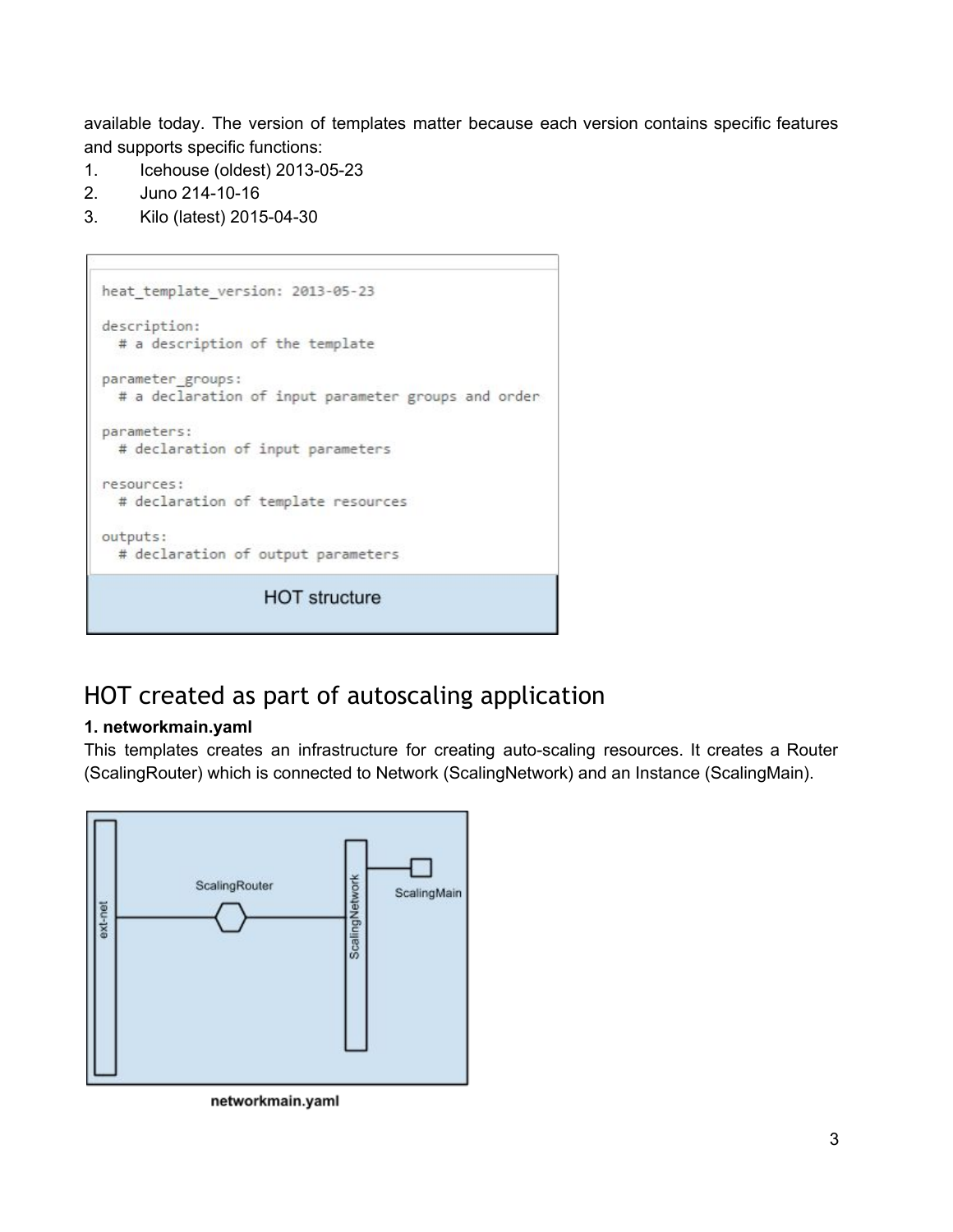available today. The version of templates matter because each version contains specific features and supports specific functions:

1. Icehouse (oldest) 2013-05-23
2. Juno 214-10-16
3. Kilo (latest) 2015-04-30

```
heat_template_version: 2013-05-23

description:
  # a description of the template

parameter_groups:
  # a declaration of input parameter groups and order

parameters:
  # declaration of input parameters

resources:
  # declaration of template resources

outputs:
  # declaration of output parameters
```

HOT structure

## HOT created as part of autoscaling application

**1. networkmain.yaml**

This templates creates an infrastructure for creating auto-scaling resources. It creates a Router (ScalingRouter) which is connected to Network (ScalingNetwork) and an Instance (ScalingMain).

**networkmain.yaml**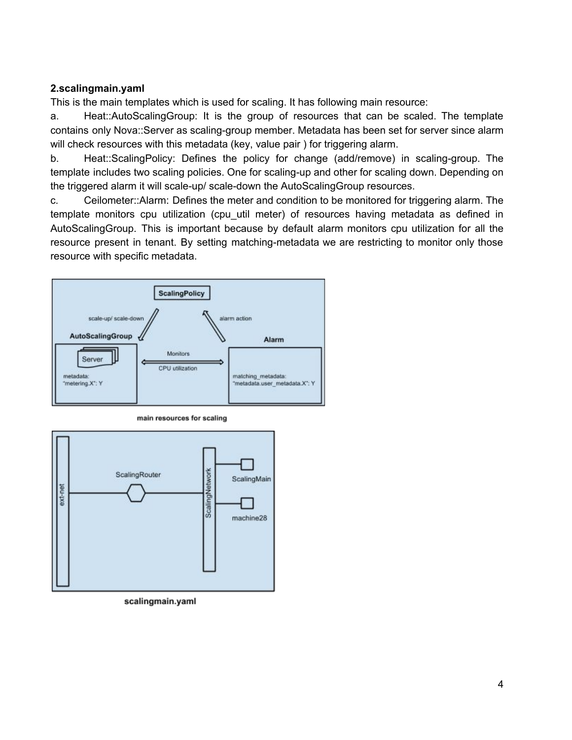**2.scalingmain.yaml**

This is the main templates which is used for scaling. It has following main resource:

a. Heat::AutoScalingGroup: It is the group of resources that can be scaled. The template contains only Nova::Server as scaling-group member. Metadata has been set for server since alarm will check resources with this metadata (key, value pair ) for triggering alarm.

b. Heat::ScalingPolicy: Defines the policy for change (add/remove) in scaling-group. The template includes two scaling policies. One for scaling-up and other for scaling down. Depending on the triggered alarm it will scale-up/ scale-down the AutoScalingGroup resources.

c. Ceilometer::Alarm: Defines the meter and condition to be monitored for triggering alarm. The template monitors cpu utilization (cpu_util meter) of resources having metadata as defined in AutoScalingGroup. This is important because by default alarm monitors cpu utilization for all the resource present in tenant. By setting matching-metadata we are restricting to monitor only those resource with specific metadata.

main resources for scaling

scalingmain.yaml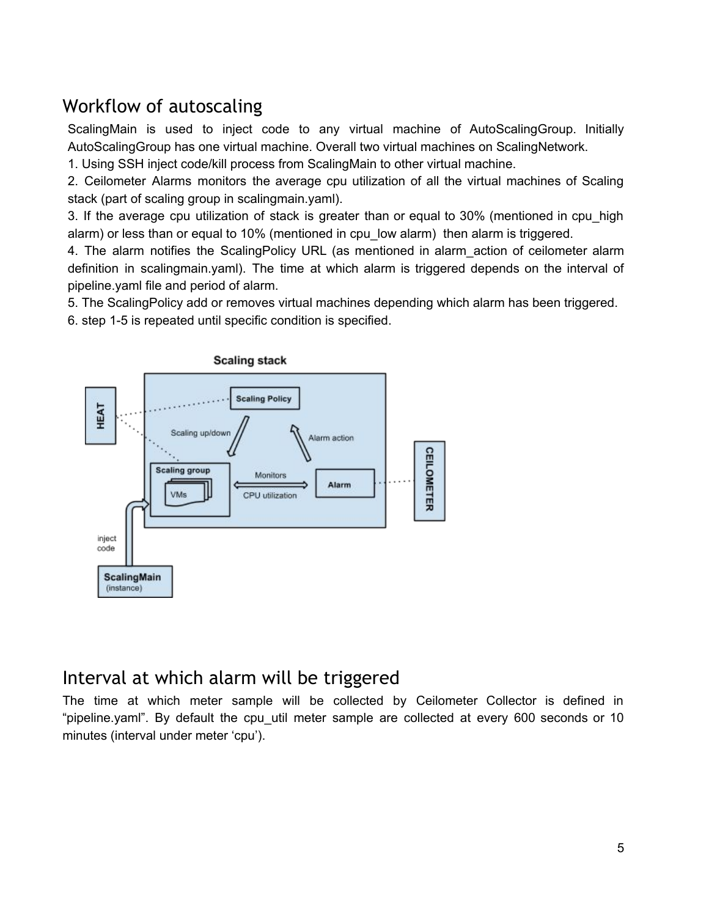## Workflow of autoscaling

ScalingMain is used to inject code to any virtual machine of AutoScalingGroup. Initially AutoScalingGroup has one virtual machine. Overall two virtual machines on ScalingNetwork.

1. Using SSH inject code/kill process from ScalingMain to other virtual machine.
2. Ceilometer Alarms monitors the average cpu utilization of all the virtual machines of Scaling stack (part of scaling group in scalingmain.yaml).
3. If the average cpu utilization of stack is greater than or equal to 30% (mentioned in cpu_high alarm) or less than or equal to 10% (mentioned in cpu_low alarm) then alarm is triggered.
4. The alarm notifies the ScalingPolicy URL (as mentioned in alarm_action of ceilometer alarm definition in scalingmain.yaml). The time at which alarm is triggered depends on the interval of pipeline.yaml file and period of alarm.
5. The ScalingPolicy add or removes virtual machines depending which alarm has been triggered.
6. step 1-5 is repeated until specific condition is specified.

## Interval at which alarm will be triggered

The time at which meter sample will be collected by Ceilometer Collector is defined in "pipeline.yaml". By default the cpu_util meter sample are collected at every 600 seconds or 10 minutes (interval under meter 'cpu').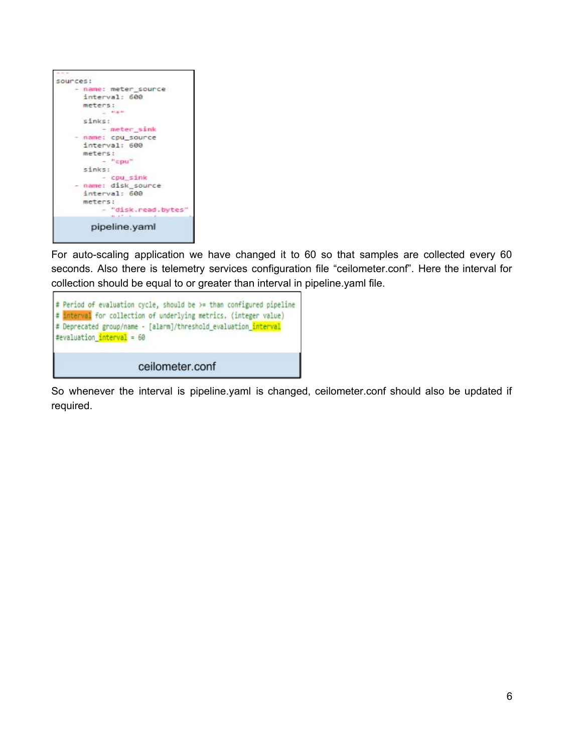```
---
sources:
    - name: meter_source
      interval: 600
      meters:
          - "*"
      sinks:
          - meter_sink
    - name: cpu_source
      interval: 600
      meters:
          - "cpu"
      sinks:
          - cpu_sink
    - name: disk_source
      interval: 600
      meters:
          - "disk.read.bytes"
```

pipeline.yaml

For auto-scaling application we have changed it to 60 so that samples are collected every 60 seconds. Also there is telemetry services configuration file “ceilometer.conf”. Here the interval for collection should be equal to or greater than interval in pipeline.yaml file.

```
# Period of evaluation cycle, should be >= than configured pipeline
# interval for collection of underlying metrics. (integer value)
# Deprecated group/name - [alarm]/threshold_evaluation_interval
#evaluation_interval = 60
```

ceilometer.conf

So whenever the interval is pipeline.yaml is changed, ceilometer.conf should also be updated if required.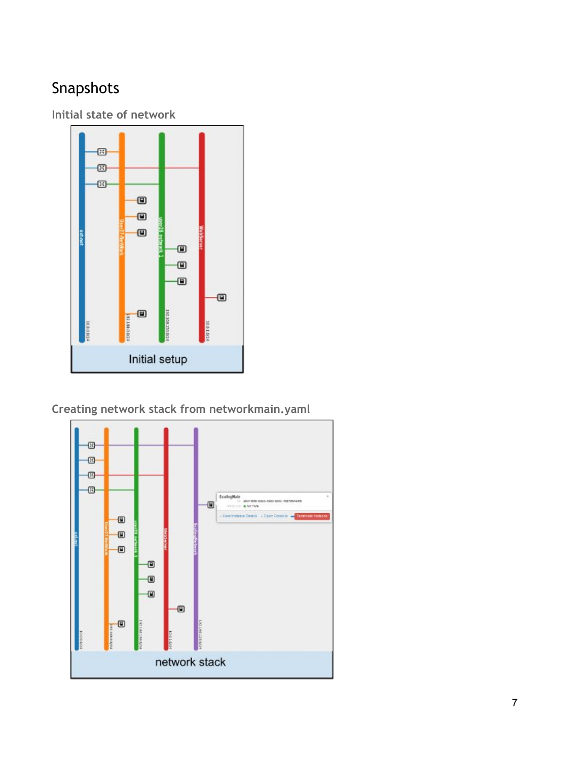# Snapshots

## Initial state of network

## Creating network stack from networkmain.yaml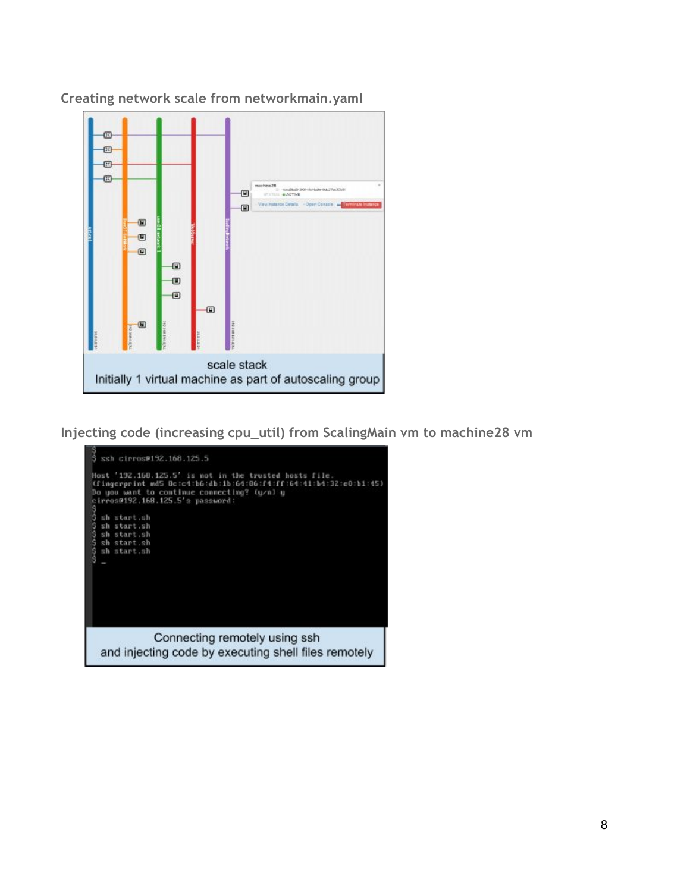### Creating network scale from networkmain.yaml

scale stack
Initially 1 virtual machine as part of autoscaling group

### Injecting code (increasing cpu_util) from ScalingMain vm to machine28 vm

```
$
$ ssh cirros@192.168.125.5

Host '192.168.125.5' is not in the trusted hosts file.
(fingerprint md5 8c:c4:b6:db:1b:64:86:f4:ff:64:41:b4:32:e0:b1:45)
Do you want to continue connecting? (y/n) y
cirros@192.168.125.5's password:
$
$ sh start.sh
$ sh start.sh
$ sh start.sh
$ sh start.sh
$ sh start.sh
$ _
```

Connecting remotely using ssh
and injecting code by executing shell files remotely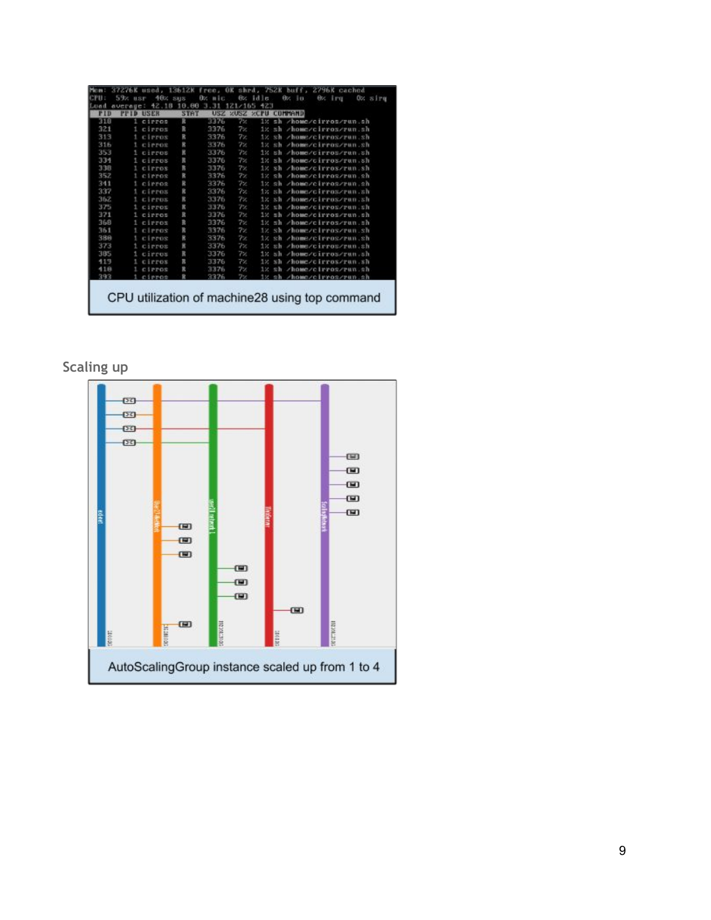CPU utilization of machine28 using top command

## Scaling up

AutoScalingGroup instance scaled up from 1 to 4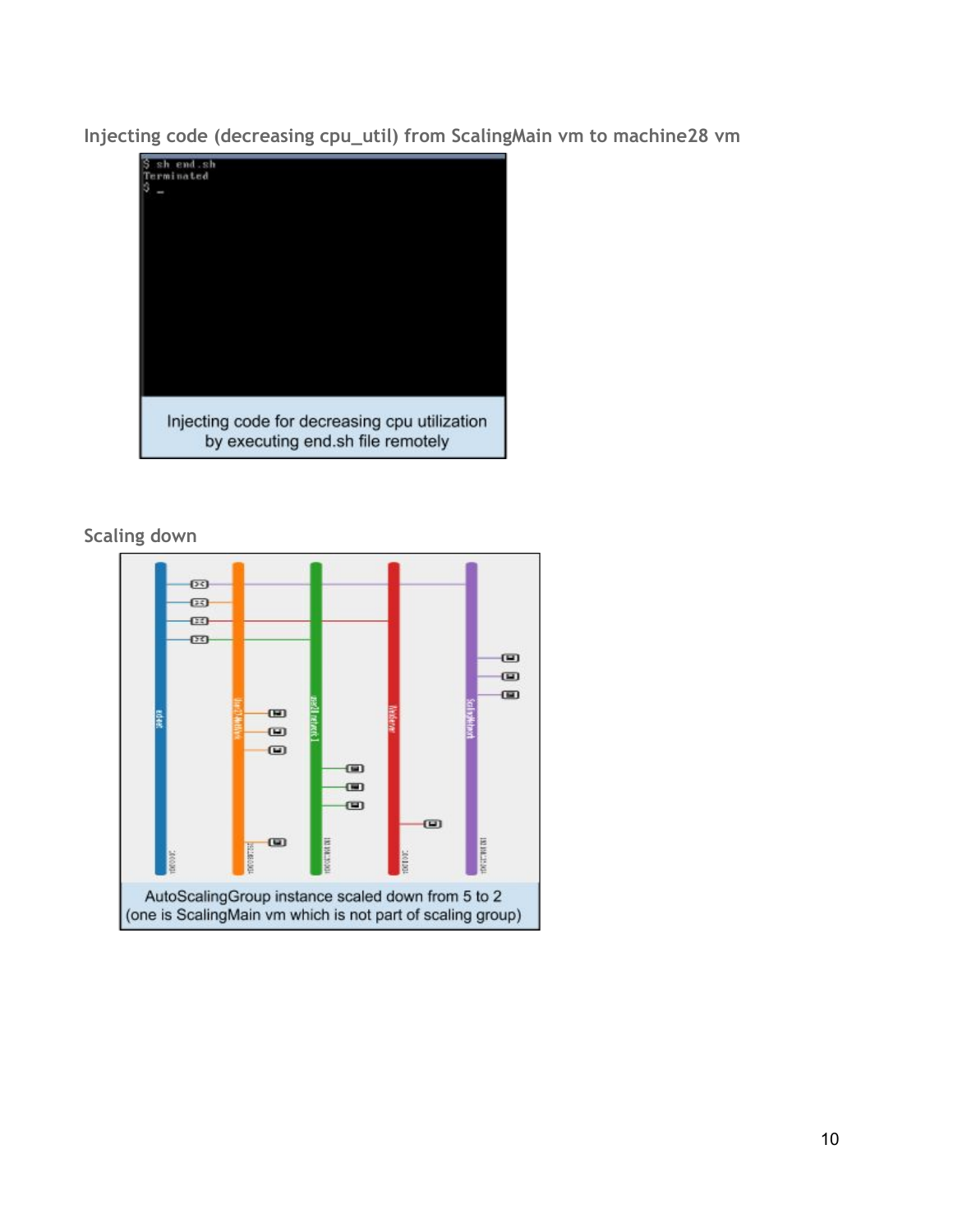### Injecting code (decreasing cpu_util) from ScalingMain vm to machine28 vm

```
$ sh end.sh
Terminated
$ _
```

Injecting code for decreasing cpu utilization by executing end.sh file remotely

### Scaling down

AutoScalingGroup instance scaled down from 5 to 2 (one is ScalingMain vm which is not part of scaling group)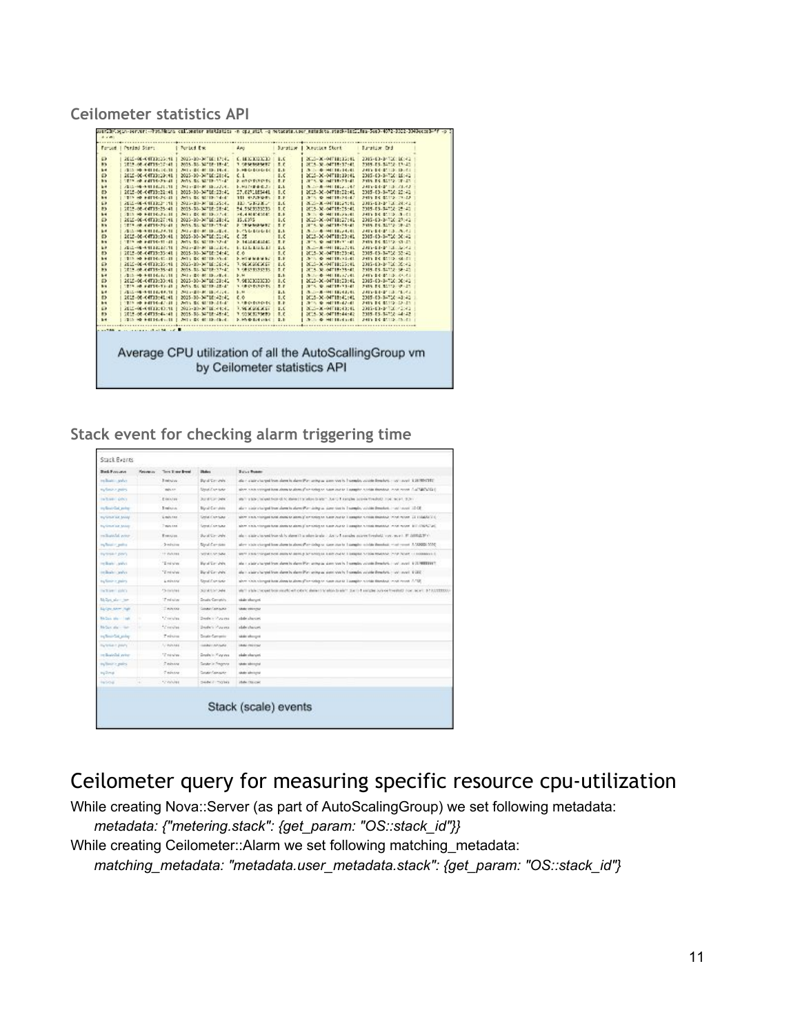### Ceilometer statistics API

Average CPU utilization of all the AutoScallingGroup vm by Ceilometer statistics API

### Stack event for checking alarm triggering time

Stack (scale) events

# Ceilometer query for measuring specific resource cpu-utilization

While creating Nova::Server (as part of AutoScalingGroup) we set following metadata:

*metadata: {"metering.stack": {get_param: "OS::stack_id"}}*

While creating Ceilometer::Alarm we set following matching_metadata:

*matching_metadata: "metadata.user_metadata.stack": {get_param: "OS::stack_id"}*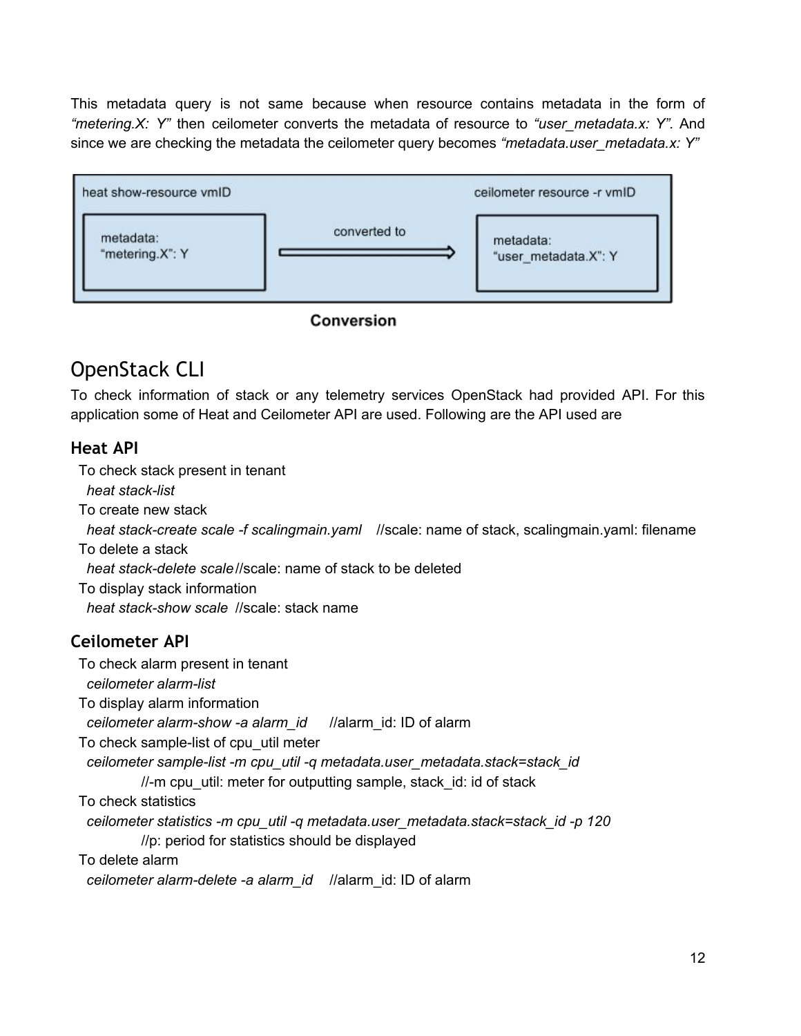This metadata query is not same because when resource contains metadata in the form of *"metering.X: Y"* then ceilometer converts the metadata of resource to *"user_metadata.x: Y".* And since we are checking the metadata the ceilometer query becomes *"metadata.user_metadata.x: Y"*

heat show-resource vmID

metadata:
"metering.X": Y

converted to

ceilometer resource -r vmID

metadata:
"user_metadata.X": Y

**Conversion**

# OpenStack CLI

To check information of stack or any telemetry services OpenStack had provided API. For this application some of Heat and Ceilometer API are used. Following are the API used are

### Heat API

To check stack present in tenant
*heat stack-list*

To create new stack
*heat stack-create scale -f scalingmain.yaml* //scale: name of stack, scalingmain.yaml: filename

To delete a stack
*heat stack-delete scale*//scale: name of stack to be deleted

To display stack information
*heat stack-show scale* //scale: stack name

### Ceilometer API

To check alarm present in tenant
*ceilometer alarm-list*

To display alarm information
*ceilometer alarm-show -a alarm_id* //alarm_id: ID of alarm

To check sample-list of cpu_util meter
*ceilometer sample-list -m cpu_util -q metadata.user_metadata.stack=stack_id*
//-m cpu_util: meter for outputting sample, stack_id: id of stack

To check statistics
*ceilometer statistics -m cpu_util -q metadata.user_metadata.stack=stack_id -p 120*
//p: period for statistics should be displayed

To delete alarm
*ceilometer alarm-delete -a alarm_id* //alarm_id: ID of alarm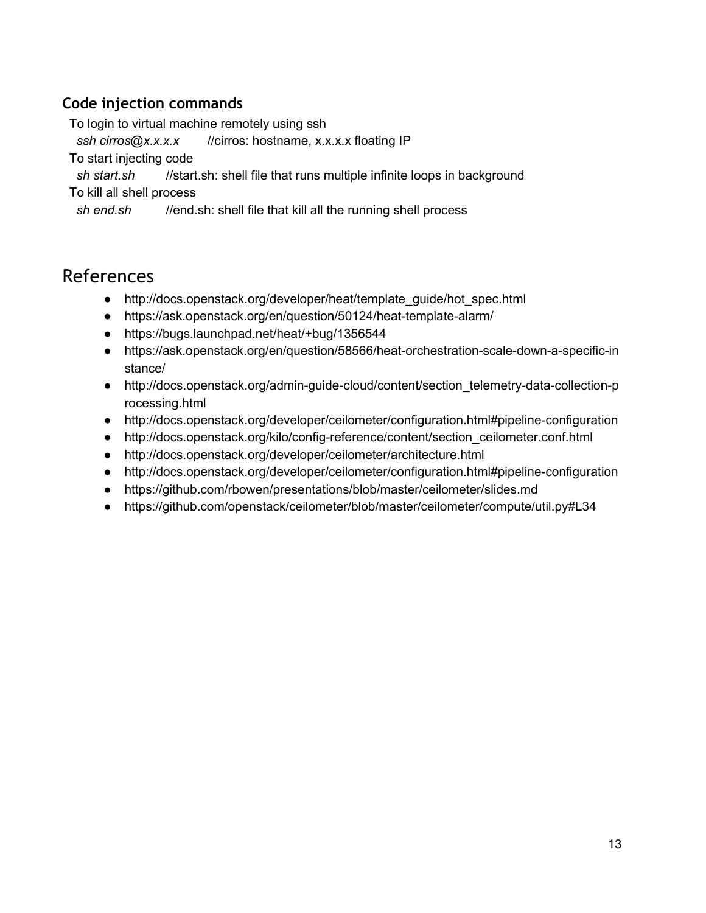### Code injection commands

To login to virtual machine remotely using ssh

*ssh cirros@x.x.x.x* //cirros: hostname, x.x.x.x floating IP

To start injecting code

*sh start.sh* //start.sh: shell file that runs multiple infinite loops in background

To kill all shell process

*sh end.sh* //end.sh: shell file that kill all the running shell process

## References

- http://docs.openstack.org/developer/heat/template_guide/hot_spec.html
- https://ask.openstack.org/en/question/50124/heat-template-alarm/
- https://bugs.launchpad.net/heat/+bug/1356544
- https://ask.openstack.org/en/question/58566/heat-orchestration-scale-down-a-specific-instance/
- http://docs.openstack.org/admin-guide-cloud/content/section_telemetry-data-collection-processing.html
- http://docs.openstack.org/developer/ceilometer/configuration.html#pipeline-configuration
- http://docs.openstack.org/kilo/config-reference/content/section_ceilometer.conf.html
- http://docs.openstack.org/developer/ceilometer/architecture.html
- http://docs.openstack.org/developer/ceilometer/configuration.html#pipeline-configuration
- https://github.com/rbowen/presentations/blob/master/ceilometer/slides.md
- https://github.com/openstack/ceilometer/blob/master/ceilometer/compute/util.py#L34